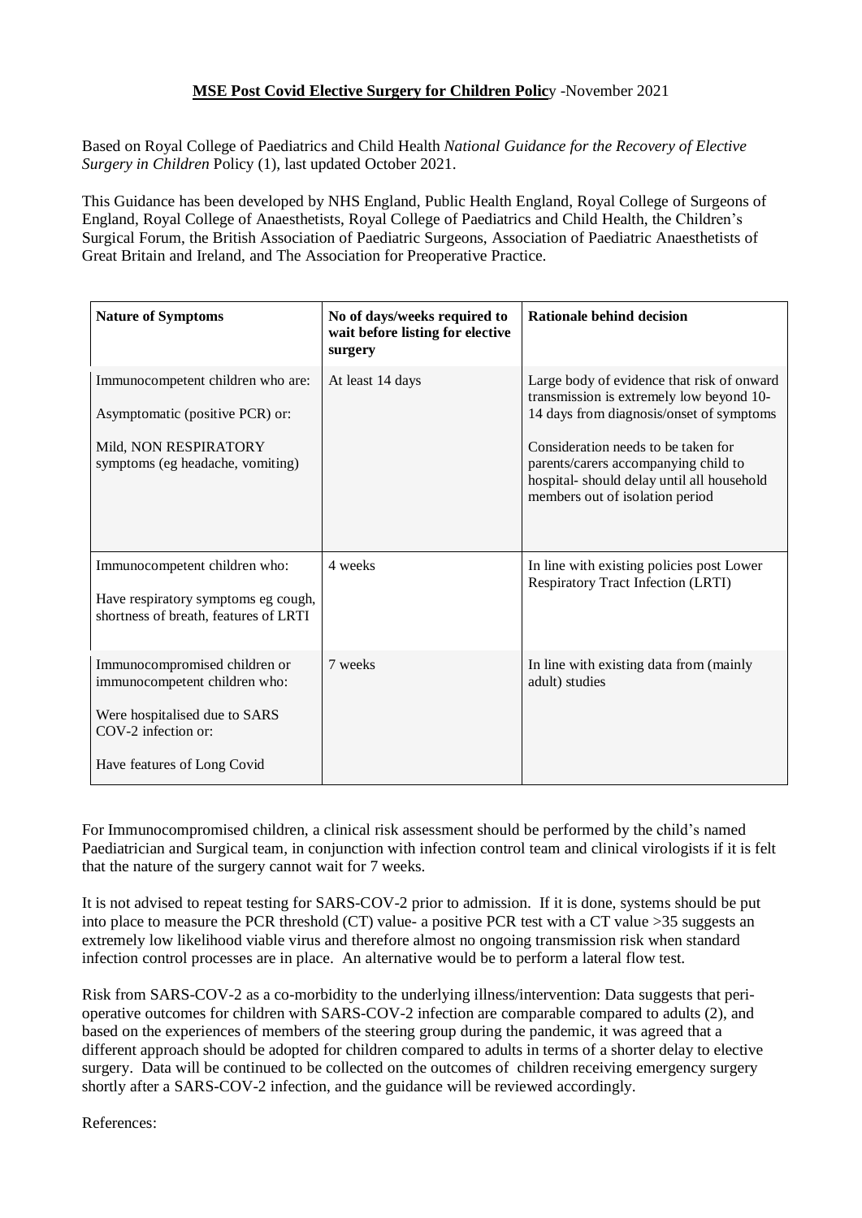**MSE Post Covid Elective Surgery for Children Polic**y -November 2021

Based on Royal College of Paediatrics and Child Health *National Guidance for the Recovery of Elective Surgery in Children* Policy (1), last updated October 2021.

This Guidance has been developed by NHS England, Public Health England, Royal College of Surgeons of England, Royal College of Anaesthetists, Royal College of Paediatrics and Child Health, the Children's Surgical Forum, the British Association of Paediatric Surgeons, Association of Paediatric Anaesthetists of Great Britain and Ireland, and The Association for Preoperative Practice.

| **Nature of Symptoms** | **No of days/weeks required to wait before listing for elective surgery** | **Rationale behind decision** |
|---|---|---|
| Immunocompetent children who are:<br><br>Asymptomatic (positive PCR) or:<br><br>Mild, NON RESPIRATORY symptoms (eg headache, vomiting) | At least 14 days | Large body of evidence that risk of onward transmission is extremely low beyond 10-14 days from diagnosis/onset of symptoms<br><br>Consideration needs to be taken for parents/carers accompanying child to hospital- should delay until all household members out of isolation period |
| Immunocompetent children who:<br><br>Have respiratory symptoms eg cough, shortness of breath, features of LRTI | 4 weeks | In line with existing policies post Lower Respiratory Tract Infection (LRTI) |
| Immunocompromised children or immunocompetent children who:<br><br>Were hospitalised due to SARS COV-2 infection or:<br><br>Have features of Long Covid | 7 weeks | In line with existing data from (mainly adult) studies |

For Immunocompromised children, a clinical risk assessment should be performed by the child's named Paediatrician and Surgical team, in conjunction with infection control team and clinical virologists if it is felt that the nature of the surgery cannot wait for 7 weeks.

It is not advised to repeat testing for SARS-COV-2 prior to admission. If it is done, systems should be put into place to measure the PCR threshold (CT) value- a positive PCR test with a CT value >35 suggests an extremely low likelihood viable virus and therefore almost no ongoing transmission risk when standard infection control processes are in place. An alternative would be to perform a lateral flow test.

Risk from SARS-COV-2 as a co-morbidity to the underlying illness/intervention: Data suggests that peri-operative outcomes for children with SARS-COV-2 infection are comparable compared to adults (2), and based on the experiences of members of the steering group during the pandemic, it was agreed that a different approach should be adopted for children compared to adults in terms of a shorter delay to elective surgery. Data will be continued to be collected on the outcomes of children receiving emergency surgery shortly after a SARS-COV-2 infection, and the guidance will be reviewed accordingly.

References: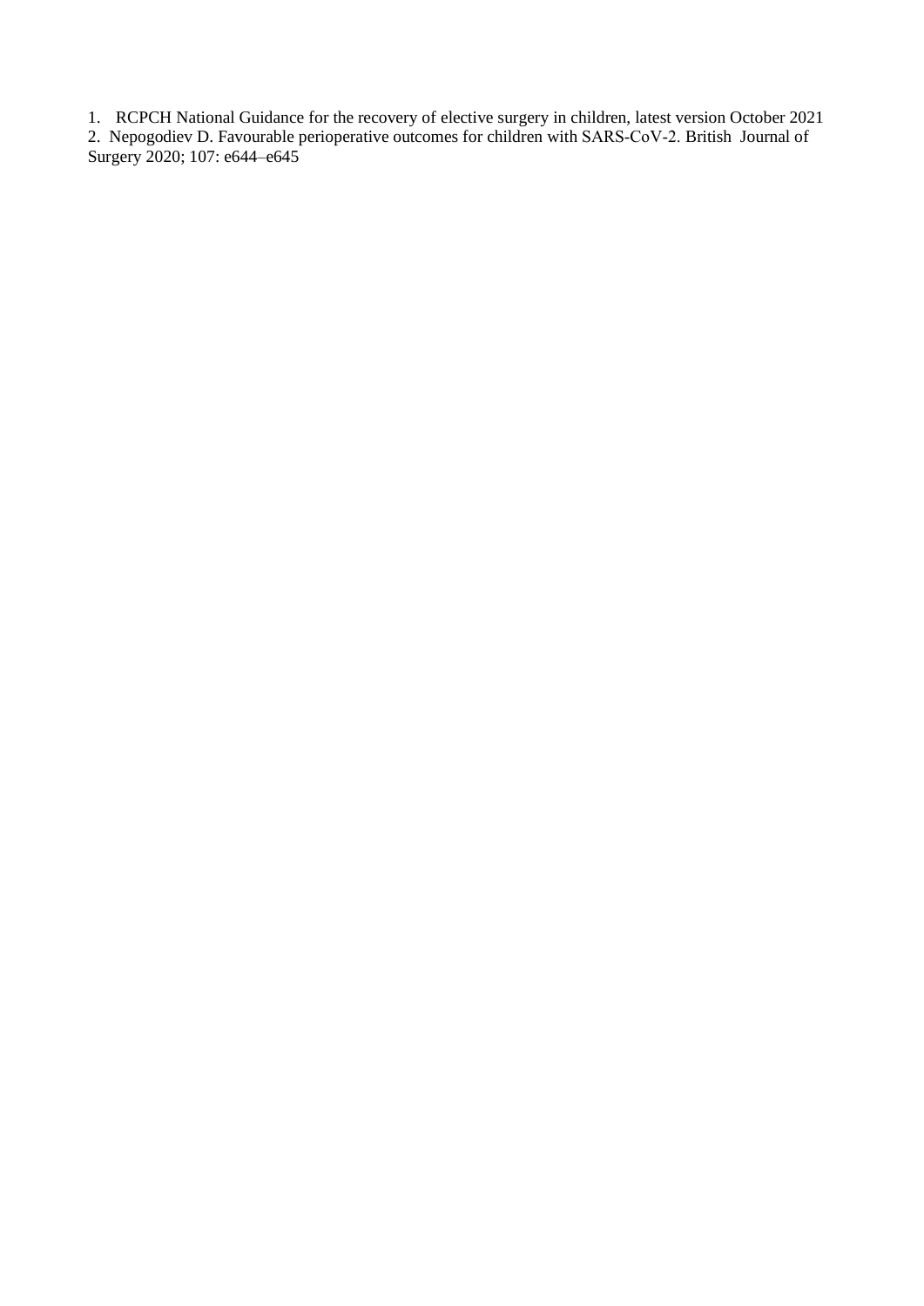1. RCPCH National Guidance for the recovery of elective surgery in children, latest version October 2021
2. Nepogodiev D. Favourable perioperative outcomes for children with SARS-CoV-2. British Journal of Surgery 2020; 107: e644–e645